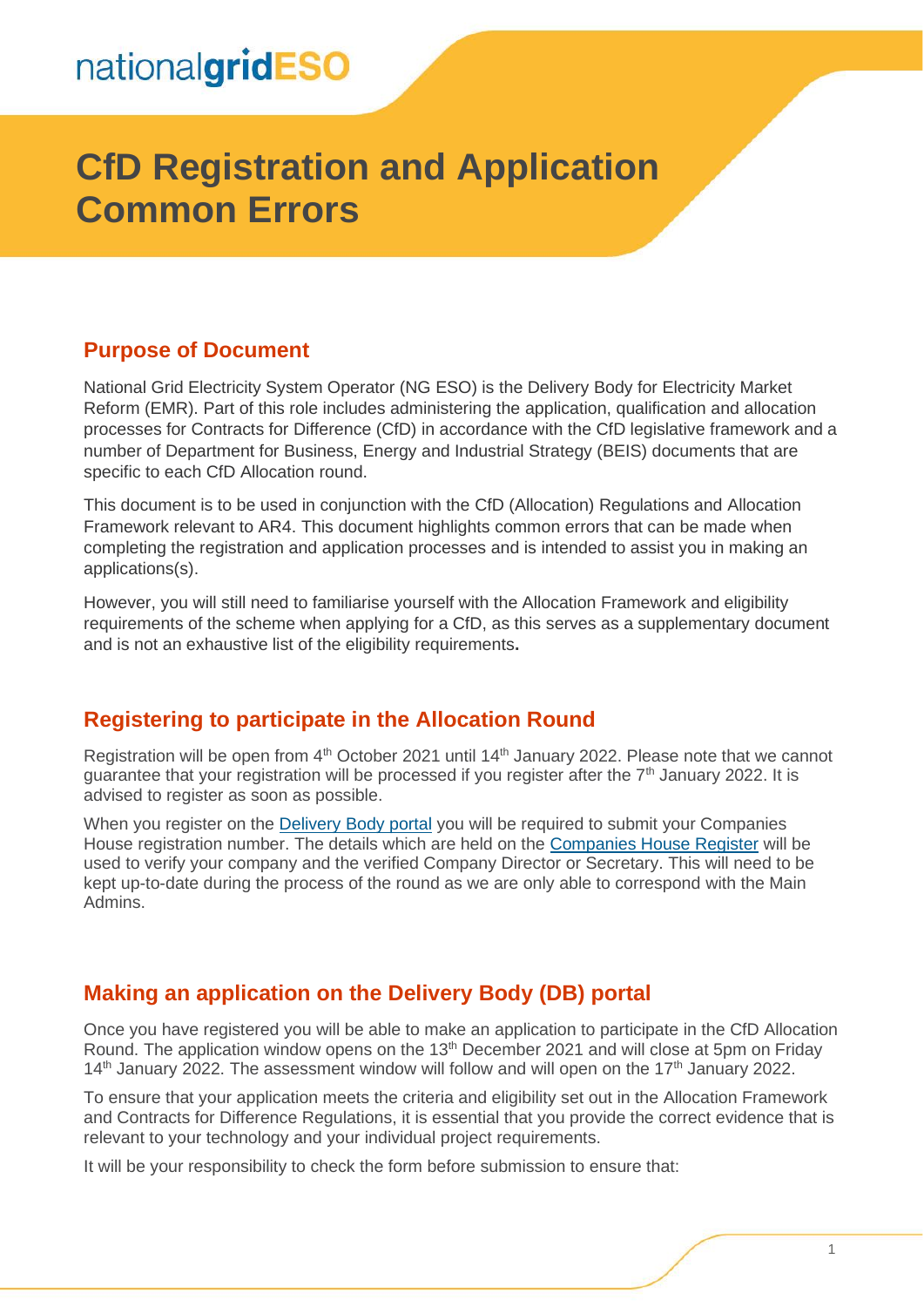nationalgridESO

# CfD Registration and Application Common Errors

## Purpose of Document

National Grid Electricity System Operator (NG ESO) is the Delivery Body for Electricity Market Reform (EMR). Part of this role includes administering the application, qualification and allocation processes for Contracts for Difference (CfD) in accordance with the CfD legislative framework and a number of Department for Business, Energy and Industrial Strategy (BEIS) documents that are specific to each CfD Allocation round.

This document is to be used in conjunction with the CfD (Allocation) Regulations and Allocation Framework relevant to AR4. This document highlights common errors that can be made when completing the registration and application processes and is intended to assist you in making an applications(s).

However, you will still need to familiarise yourself with the Allocation Framework and eligibility requirements of the scheme when applying for a CfD, as this serves as a supplementary document and is not an exhaustive list of the eligibility requirements**.**

## Registering to participate in the Allocation Round

Registration will be open from 4th October 2021 until 14th January 2022. Please note that we cannot guarantee that your registration will be processed if you register after the 7th January 2022. It is advised to register as soon as possible.

When you register on the Delivery Body portal you will be required to submit your Companies House registration number. The details which are held on the Companies House Register will be used to verify your company and the verified Company Director or Secretary. This will need to be kept up-to-date during the process of the round as we are only able to correspond with the Main Admins.

## Making an application on the Delivery Body (DB) portal

Once you have registered you will be able to make an application to participate in the CfD Allocation Round. The application window opens on the 13th December 2021 and will close at 5pm on Friday 14th January 2022. The assessment window will follow and will open on the 17th January 2022.

To ensure that your application meets the criteria and eligibility set out in the Allocation Framework and Contracts for Difference Regulations, it is essential that you provide the correct evidence that is relevant to your technology and your individual project requirements.

It will be your responsibility to check the form before submission to ensure that: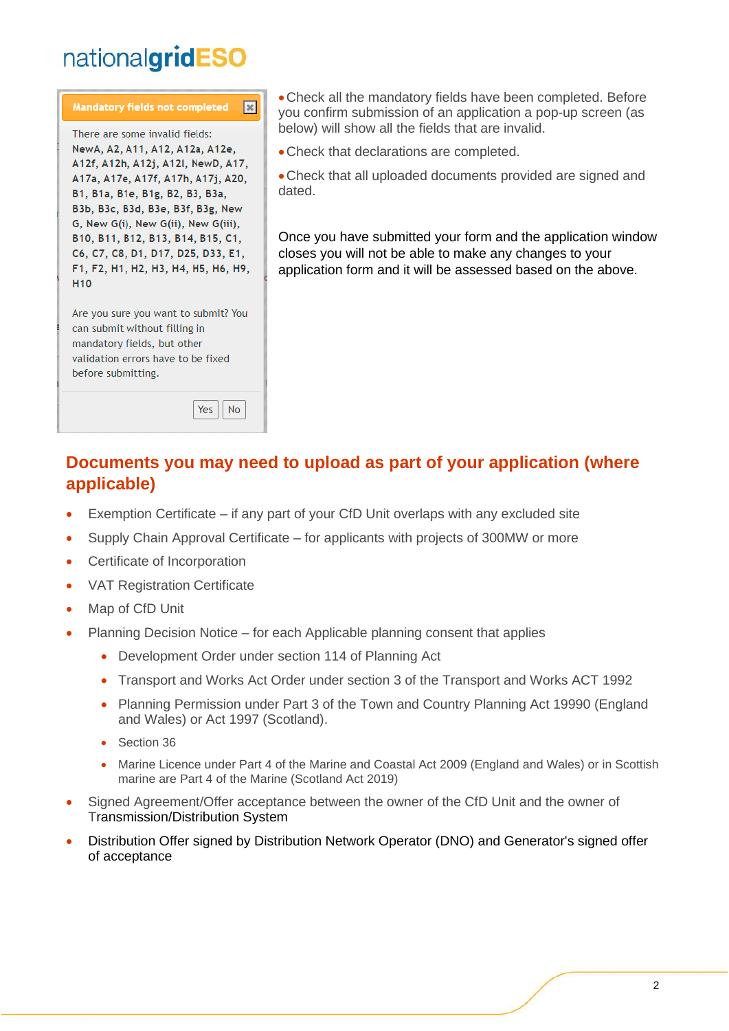**Mandatory fields not completed**

There are some invalid fields:
**NewA, A2, A11, A12, A12a, A12e, A12f, A12h, A12j, A12l, NewD, A17, A17a, A17e, A17f, A17h, A17j, A20, B1, B1a, B1e, B1g, B2, B3, B3a, B3b, B3c, B3d, B3e, B3f, B3g, New G, New G(i), New G(ii), New G(iii), B10, B11, B12, B13, B14, B15, C1, C6, C7, C8, D1, D17, D25, D33, E1, F1, F2, H1, H2, H3, H4, H5, H6, H9, H10**

Are you sure you want to submit? You can submit without filling in mandatory fields, but other validation errors have to be fixed before submitting.

Yes No

- Check all the mandatory fields have been completed. Before you confirm submission of an application a pop-up screen (as below) will show all the fields that are invalid.
- Check that declarations are completed.
- Check that all uploaded documents provided are signed and dated.

Once you have submitted your form and the application window closes you will not be able to make any changes to your application form and it will be assessed based on the above.

## Documents you may need to upload as part of your application (where applicable)

- Exemption Certificate – if any part of your CfD Unit overlaps with any excluded site
- Supply Chain Approval Certificate – for applicants with projects of 300MW or more
- Certificate of Incorporation
- VAT Registration Certificate
- Map of CfD Unit
- Planning Decision Notice – for each Applicable planning consent that applies
  - Development Order under section 114 of Planning Act
  - Transport and Works Act Order under section 3 of the Transport and Works ACT 1992
  - Planning Permission under Part 3 of the Town and Country Planning Act 19990 (England and Wales) or Act 1997 (Scotland).
  - Section 36
  - Marine Licence under Part 4 of the Marine and Coastal Act 2009 (England and Wales) or in Scottish marine are Part 4 of the Marine (Scotland Act 2019)
- Signed Agreement/Offer acceptance between the owner of the CfD Unit and the owner of Transmission/Distribution System
- Distribution Offer signed by Distribution Network Operator (DNO) and Generator's signed offer of acceptance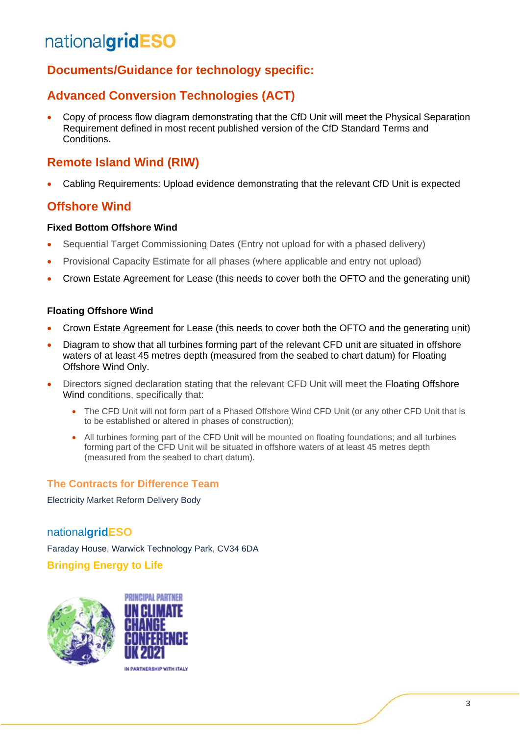## Documents/Guidance for technology specific:

## Advanced Conversion Technologies (ACT)

- Copy of process flow diagram demonstrating that the CfD Unit will meet the Physical Separation Requirement defined in most recent published version of the CfD Standard Terms and Conditions.

## Remote Island Wind (RIW)

- Cabling Requirements: Upload evidence demonstrating that the relevant CfD Unit is expected

## Offshore Wind

**Fixed Bottom Offshore Wind**

- Sequential Target Commissioning Dates (Entry not upload for with a phased delivery)
- Provisional Capacity Estimate for all phases (where applicable and entry not upload)
- Crown Estate Agreement for Lease (this needs to cover both the OFTO and the generating unit)

**Floating Offshore Wind**

- Crown Estate Agreement for Lease (this needs to cover both the OFTO and the generating unit)
- Diagram to show that all turbines forming part of the relevant CFD unit are situated in offshore waters of at least 45 metres depth (measured from the seabed to chart datum) for Floating Offshore Wind Only.
- Directors signed declaration stating that the relevant CFD Unit will meet the Floating Offshore Wind conditions, specifically that:
  - The CFD Unit will not form part of a Phased Offshore Wind CFD Unit (or any other CFD Unit that is to be established or altered in phases of construction);
  - All turbines forming part of the CFD Unit will be mounted on floating foundations; and all turbines forming part of the CFD Unit will be situated in offshore waters of at least 45 metres depth (measured from the seabed to chart datum).

### The Contracts for Difference Team

Electricity Market Reform Delivery Body

nationalgridESO

Faraday House, Warwick Technology Park, CV34 6DA

**Bringing Energy to Life**

PRINCIPAL PARTNER
UN CLIMATE CHANGE CONFERENCE UK 2021
IN PARTNERSHIP WITH ITALY